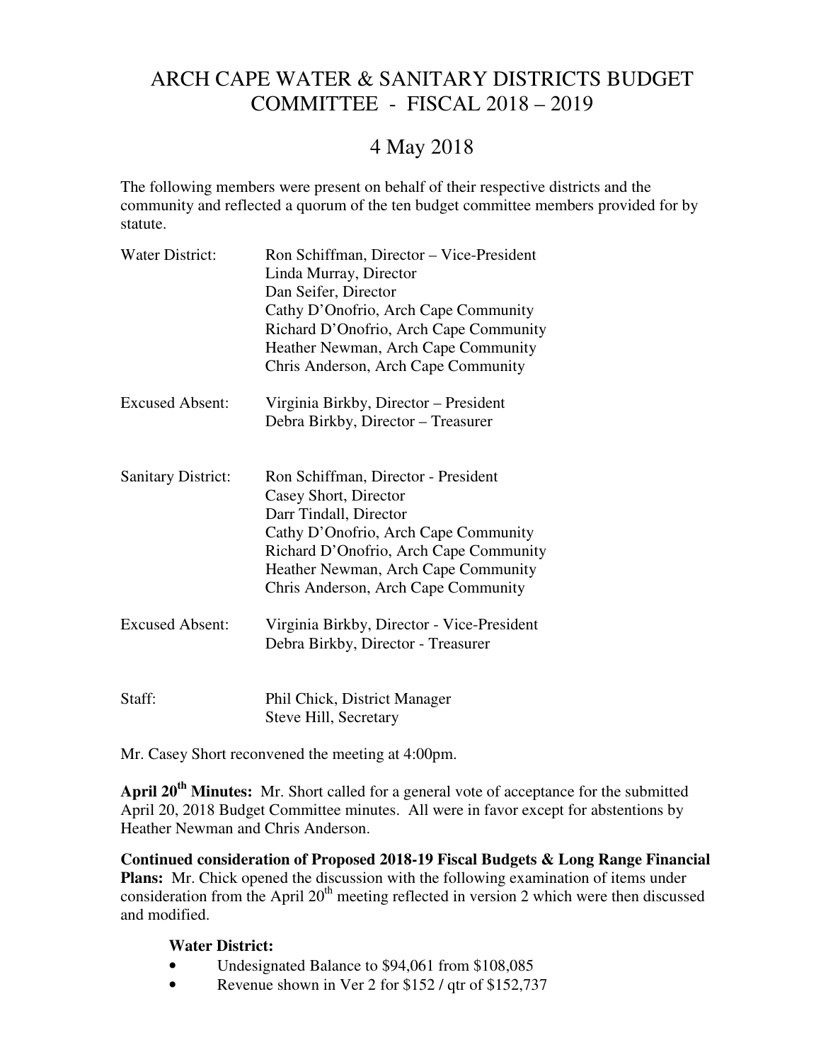# ARCH CAPE WATER & SANITARY DISTRICTS BUDGET COMMITTEE - FISCAL 2018 – 2019

## 4 May 2018

The following members were present on behalf of their respective districts and the community and reflected a quorum of the ten budget committee members provided for by statute.

| | |
|---|---|
| Water District: | Ron Schiffman, Director – Vice-President<br>Linda Murray, Director<br>Dan Seifer, Director<br>Cathy D'Onofrio, Arch Cape Community<br>Richard D'Onofrio, Arch Cape Community<br>Heather Newman, Arch Cape Community<br>Chris Anderson, Arch Cape Community |
| Excused Absent: | Virginia Birkby, Director – President<br>Debra Birkby, Director – Treasurer |
| Sanitary District: | Ron Schiffman, Director - President<br>Casey Short, Director<br>Darr Tindall, Director<br>Cathy D'Onofrio, Arch Cape Community<br>Richard D'Onofrio, Arch Cape Community<br>Heather Newman, Arch Cape Community<br>Chris Anderson, Arch Cape Community |
| Excused Absent: | Virginia Birkby, Director - Vice-President<br>Debra Birkby, Director - Treasurer |
| Staff: | Phil Chick, District Manager<br>Steve Hill, Secretary |

Mr. Casey Short reconvened the meeting at 4:00pm.

**April 20th Minutes:** Mr. Short called for a general vote of acceptance for the submitted April 20, 2018 Budget Committee minutes. All were in favor except for abstentions by Heather Newman and Chris Anderson.

**Continued consideration of Proposed 2018-19 Fiscal Budgets & Long Range Financial Plans:** Mr. Chick opened the discussion with the following examination of items under consideration from the April 20th meeting reflected in version 2 which were then discussed and modified.

**Water District:**

- Undesignated Balance to $94,061 from $108,085
- Revenue shown in Ver 2 for $152 / qtr of $152,737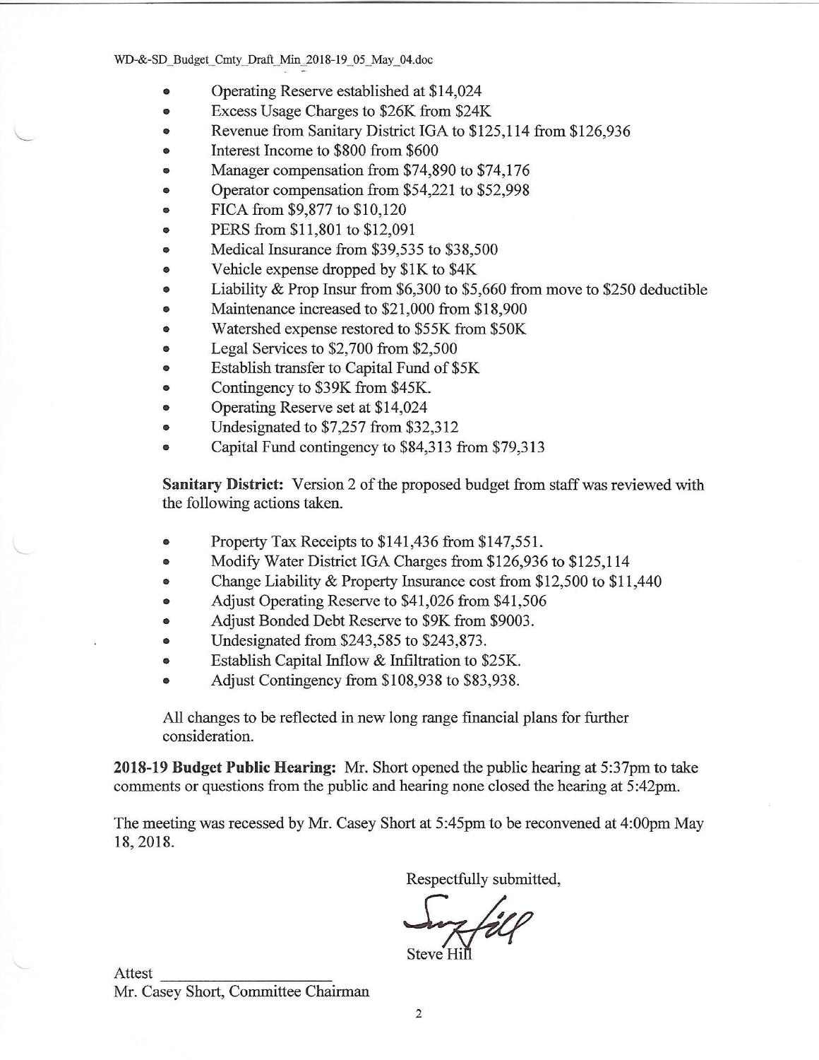- Operating Reserve established at $14,024
- Excess Usage Charges to $26K from $24K
- Revenue from Sanitary District IGA to $125,114 from $126,936
- Interest Income to $800 from $600
- Manager compensation from $74,890 to $74,176
- Operator compensation from $54,221 to $52,998
- FICA from $9,877 to $10,120
- PERS from $11,801 to $12,091
- Medical Insurance from $39,535 to $38,500
- Vehicle expense dropped by $1K to $4K
- Liability & Prop Insur from $6,300 to $5,660 from move to $250 deductible
- Maintenance increased to $21,000 from $18,900
- Watershed expense restored to $55K from $50K
- Legal Services to $2,700 from $2,500
- Establish transfer to Capital Fund of $5K
- Contingency to $39K from $45K.
- Operating Reserve set at $14,024
- Undesignated to $7,257 from $32,312
- Capital Fund contingency to $84,313 from $79,313

**Sanitary District:** Version 2 of the proposed budget from staff was reviewed with the following actions taken.

- Property Tax Receipts to $141,436 from $147,551.
- Modify Water District IGA Charges from $126,936 to $125,114
- Change Liability & Property Insurance cost from $12,500 to $11,440
- Adjust Operating Reserve to $41,026 from $41,506
- Adjust Bonded Debt Reserve to $9K from $9003.
- Undesignated from $243,585 to $243,873.
- Establish Capital Inflow & Infiltration to $25K.
- Adjust Contingency from $108,938 to $83,938.

All changes to be reflected in new long range financial plans for further consideration.

**2018-19 Budget Public Hearing:** Mr. Short opened the public hearing at 5:37pm to take comments or questions from the public and hearing none closed the hearing at 5:42pm.

The meeting was recessed by Mr. Casey Short at 5:45pm to be reconvened at 4:00pm May 18, 2018.

Respectfully submitted,

Steve Hill

Attest ____________________
Mr. Casey Short, Committee Chairman